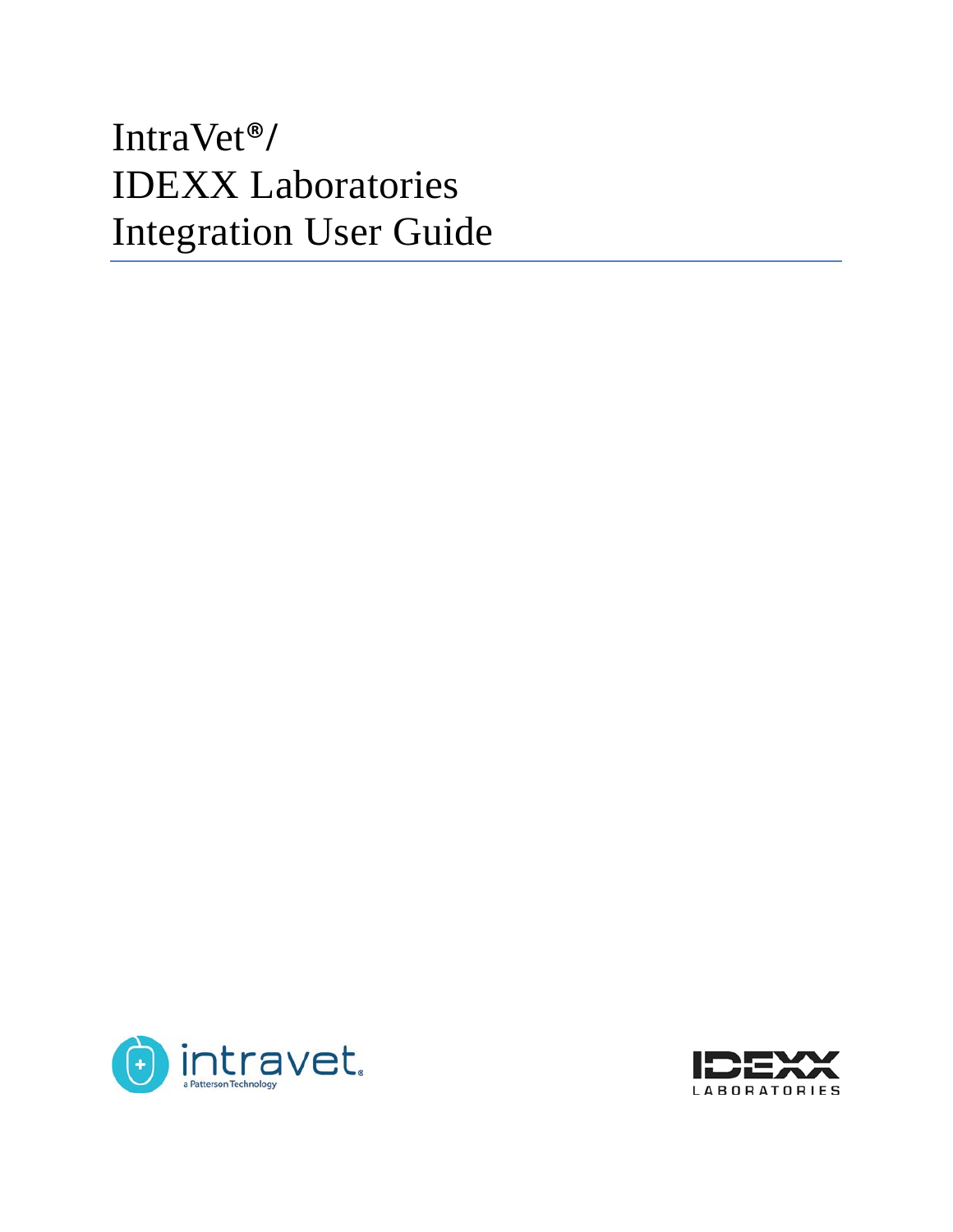# IntraVet®/ IDEXX Laboratories Integration User Guide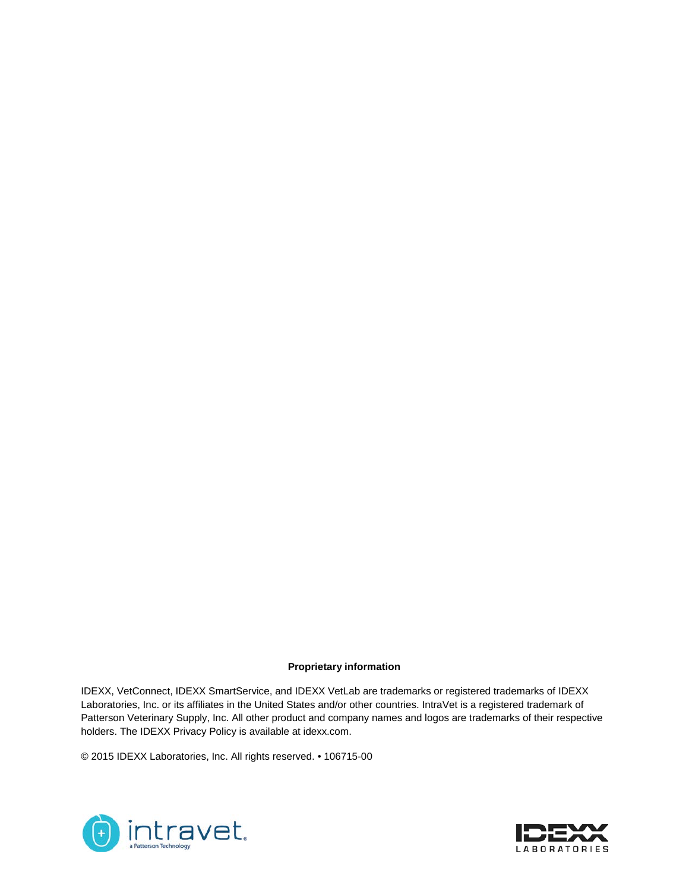**Proprietary information**

IDEXX, VetConnect, IDEXX SmartService, and IDEXX VetLab are trademarks or registered trademarks of IDEXX Laboratories, Inc. or its affiliates in the United States and/or other countries. IntraVet is a registered trademark of Patterson Veterinary Supply, Inc. All other product and company names and logos are trademarks of their respective holders. The IDEXX Privacy Policy is available at idexx.com.

© 2015 IDEXX Laboratories, Inc. All rights reserved. • 106715-00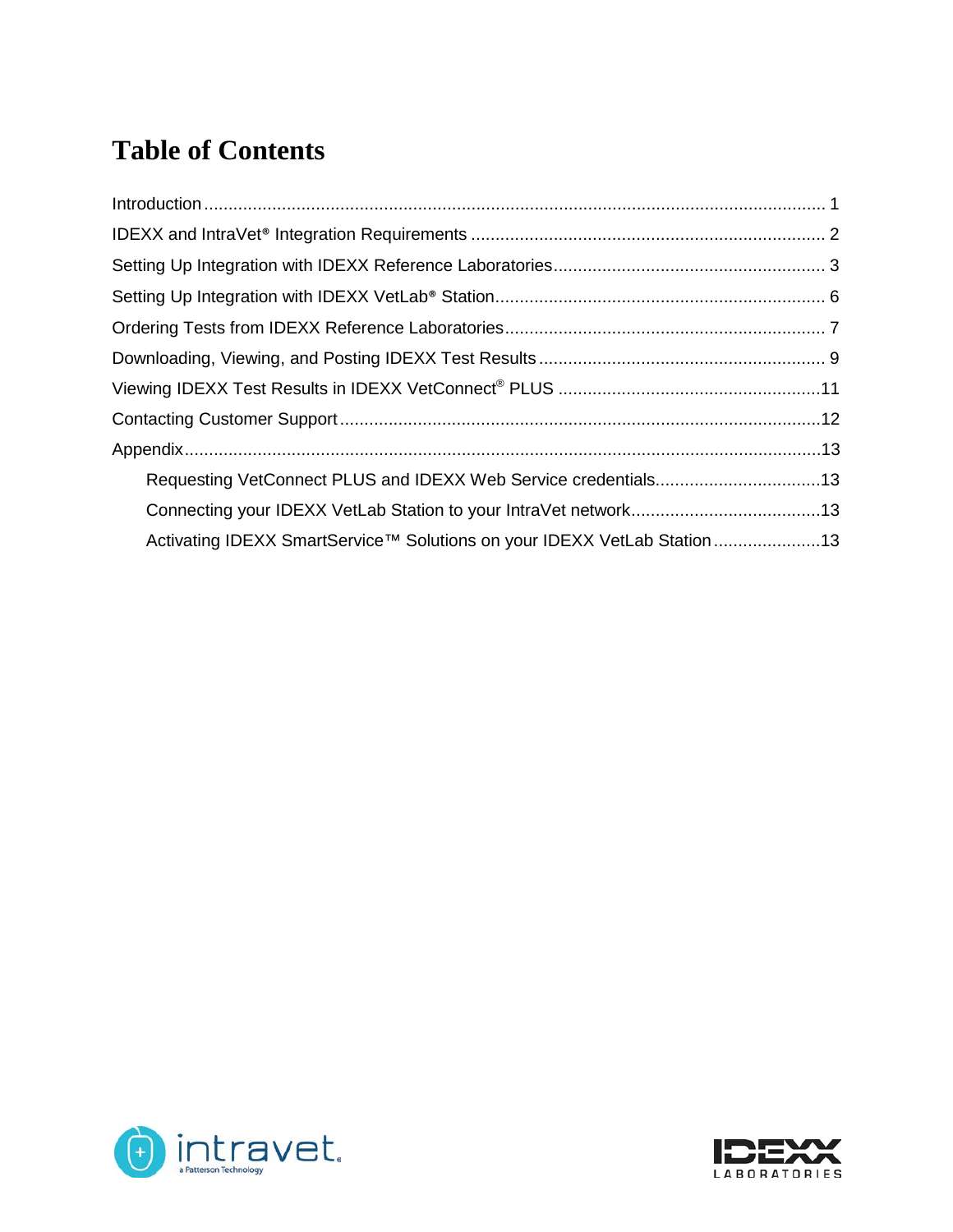# Table of Contents

Introduction ........................................................................................................................ 1
IDEXX and IntraVet® Integration Requirements ........................................................................ 2
Setting Up Integration with IDEXX Reference Laboratories....................................................... 3
Setting Up Integration with IDEXX VetLab® Station................................................................... 6
Ordering Tests from IDEXX Reference Laboratories................................................................. 7
Downloading, Viewing, and Posting IDEXX Test Results .......................................................... 9
Viewing IDEXX Test Results in IDEXX VetConnect® PLUS .....................................................11
Contacting Customer Support ..................................................................................................12
Appendix.................................................................................................................................13
- Requesting VetConnect PLUS and IDEXX Web Service credentials.................................13
- Connecting your IDEXX VetLab Station to your IntraVet network.......................................13
- Activating IDEXX SmartService™ Solutions on your IDEXX VetLab Station......................13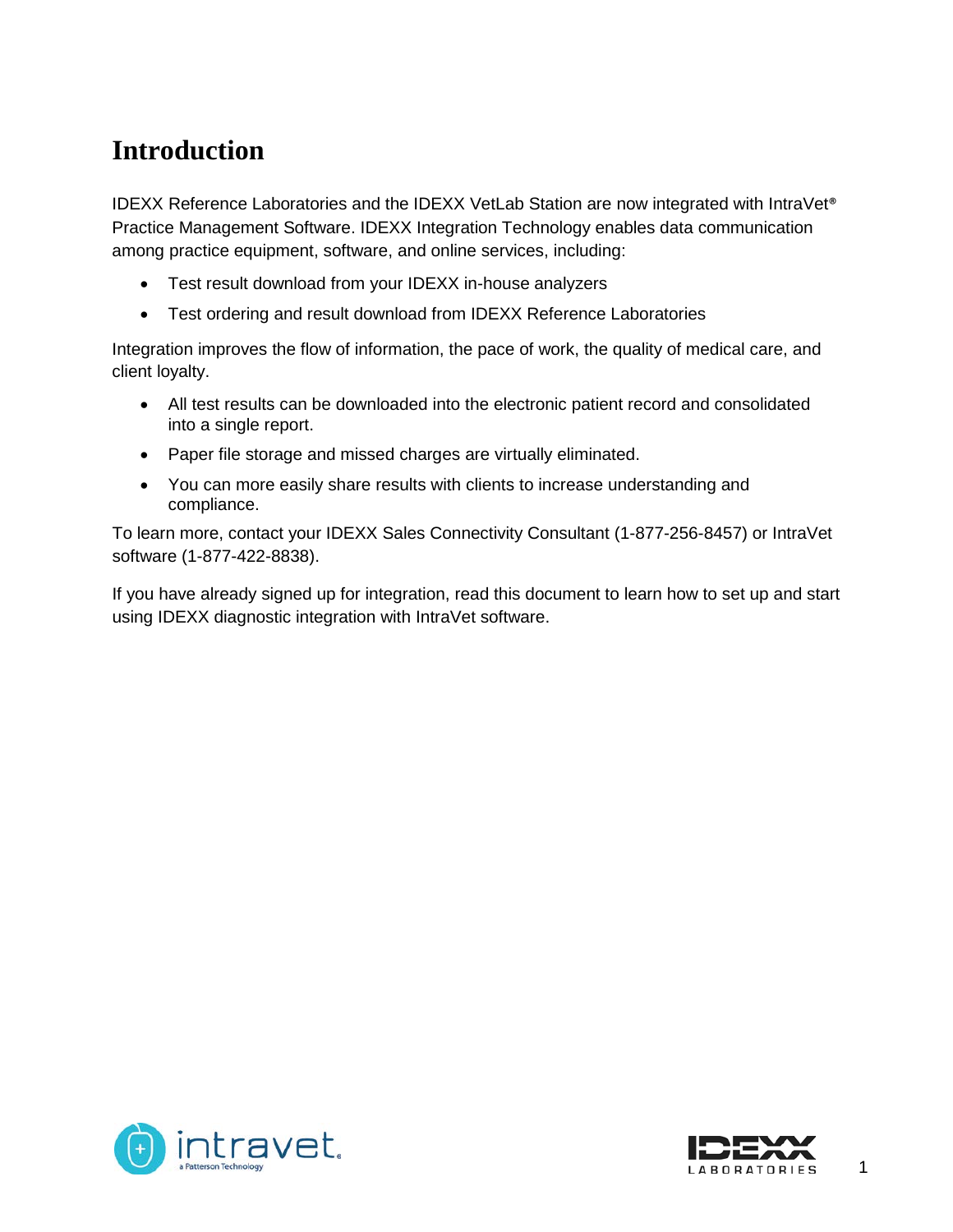# Introduction

IDEXX Reference Laboratories and the IDEXX VetLab Station are now integrated with IntraVet® Practice Management Software. IDEXX Integration Technology enables data communication among practice equipment, software, and online services, including:

- Test result download from your IDEXX in-house analyzers
- Test ordering and result download from IDEXX Reference Laboratories

Integration improves the flow of information, the pace of work, the quality of medical care, and client loyalty.

- All test results can be downloaded into the electronic patient record and consolidated into a single report.
- Paper file storage and missed charges are virtually eliminated.
- You can more easily share results with clients to increase understanding and compliance.

To learn more, contact your IDEXX Sales Connectivity Consultant (1-877-256-8457) or IntraVet software (1-877-422-8838).

If you have already signed up for integration, read this document to learn how to set up and start using IDEXX diagnostic integration with IntraVet software.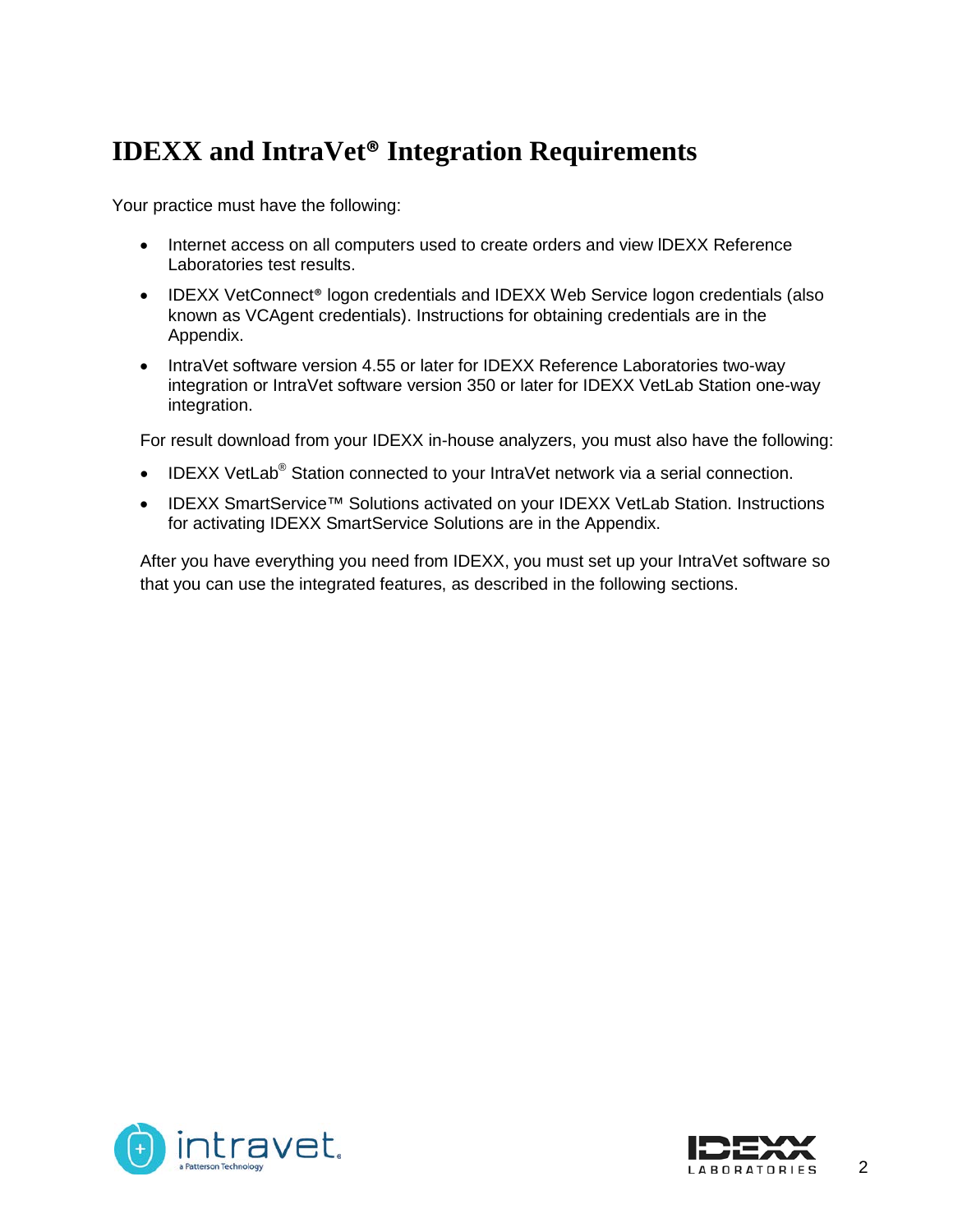# IDEXX and IntraVet® Integration Requirements

Your practice must have the following:

- Internet access on all computers used to create orders and view IDEXX Reference Laboratories test results.
- IDEXX VetConnect® logon credentials and IDEXX Web Service logon credentials (also known as VCAgent credentials). Instructions for obtaining credentials are in the Appendix.
- IntraVet software version 4.55 or later for IDEXX Reference Laboratories two-way integration or IntraVet software version 350 or later for IDEXX VetLab Station one-way integration.

For result download from your IDEXX in-house analyzers, you must also have the following:

- IDEXX VetLab® Station connected to your IntraVet network via a serial connection.
- IDEXX SmartService™ Solutions activated on your IDEXX VetLab Station. Instructions for activating IDEXX SmartService Solutions are in the Appendix.

After you have everything you need from IDEXX, you must set up your IntraVet software so that you can use the integrated features, as described in the following sections.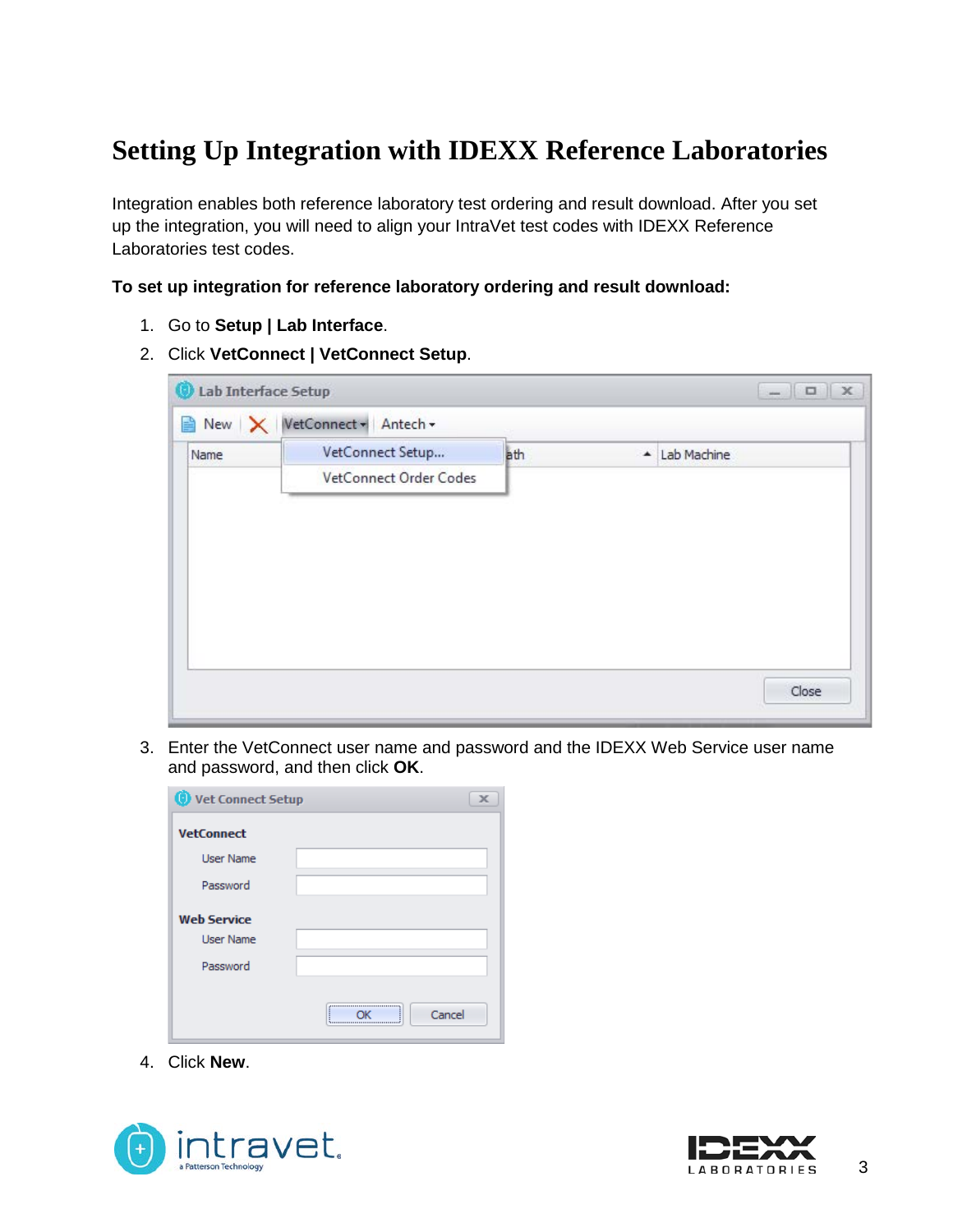# Setting Up Integration with IDEXX Reference Laboratories

Integration enables both reference laboratory test ordering and result download. After you set up the integration, you will need to align your IntraVet test codes with IDEXX Reference Laboratories test codes.

**To set up integration for reference laboratory ordering and result download:**

1. Go to **Setup | Lab Interface**.
2. Click **VetConnect | VetConnect Setup**.
3. Enter the VetConnect user name and password and the IDEXX Web Service user name and password, and then click **OK**.
4. Click **New**.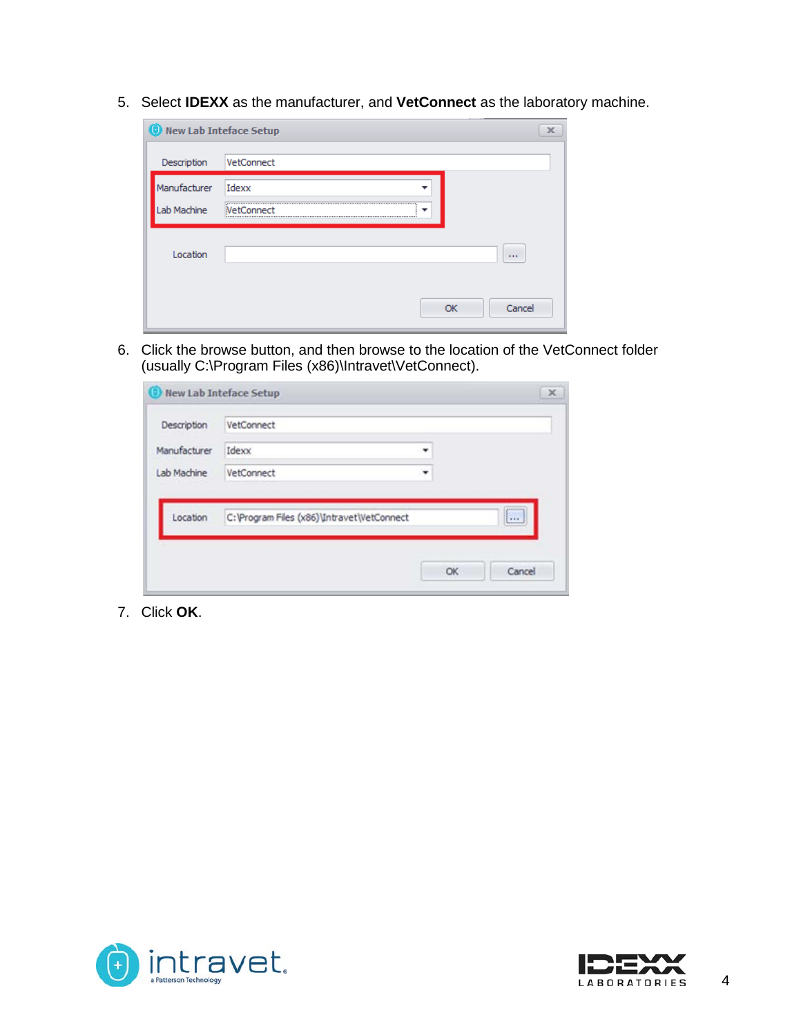5. Select **IDEXX** as the manufacturer, and **VetConnect** as the laboratory machine.

6. Click the browse button, and then browse to the location of the VetConnect folder (usually C:\Program Files (x86)\Intravet\VetConnect).

7. Click **OK**.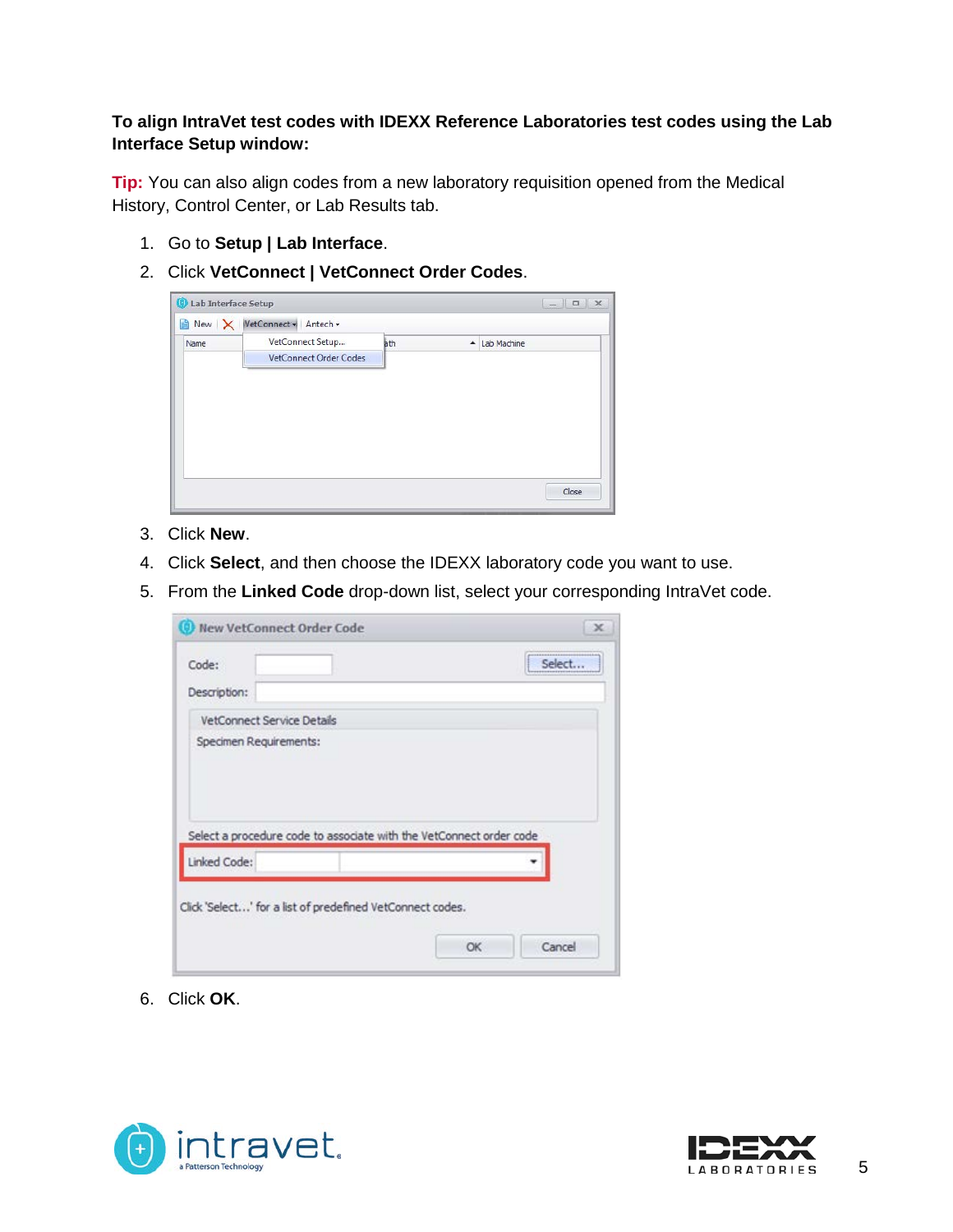**To align IntraVet test codes with IDEXX Reference Laboratories test codes using the Lab Interface Setup window:**

**Tip:** You can also align codes from a new laboratory requisition opened from the Medical History, Control Center, or Lab Results tab.

1. Go to **Setup | Lab Interface**.
2. Click **VetConnect | VetConnect Order Codes**.
3. Click **New**.
4. Click **Select**, and then choose the IDEXX laboratory code you want to use.
5. From the **Linked Code** drop-down list, select your corresponding IntraVet code.
6. Click **OK**.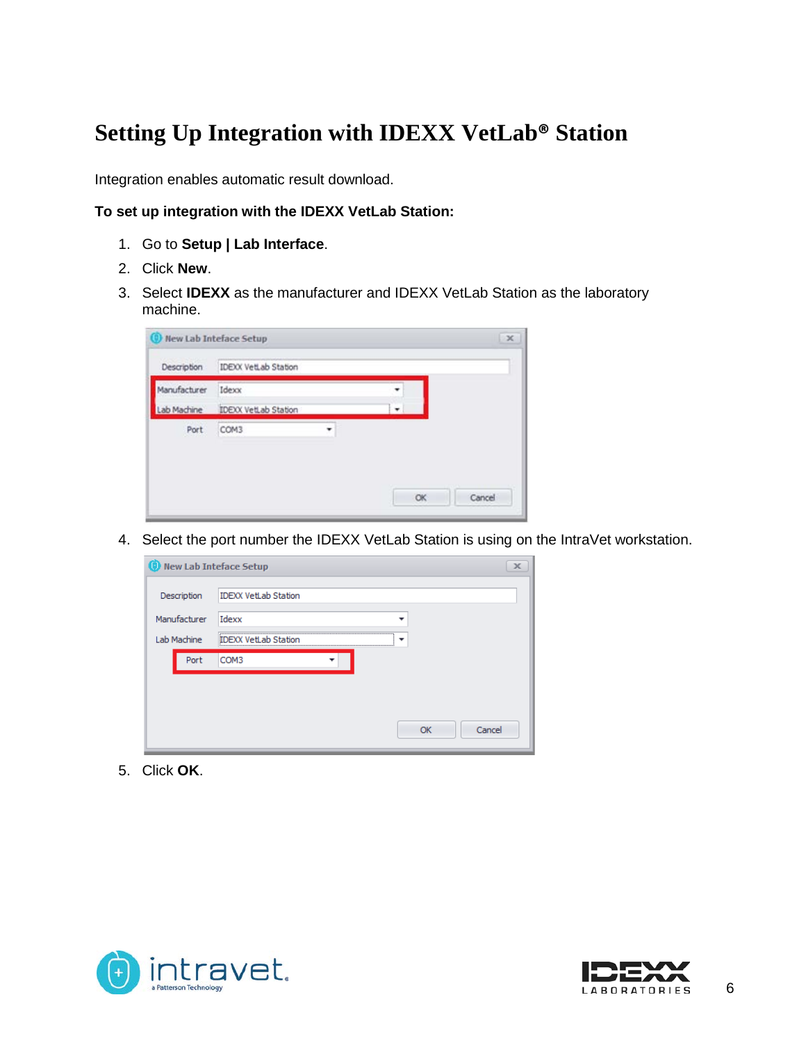# Setting Up Integration with IDEXX VetLab® Station

Integration enables automatic result download.

**To set up integration with the IDEXX VetLab Station:**

1. Go to **Setup | Lab Interface**.
2. Click **New**.
3. Select **IDEXX** as the manufacturer and IDEXX VetLab Station as the laboratory machine.
4. Select the port number the IDEXX VetLab Station is using on the IntraVet workstation.
5. Click **OK**.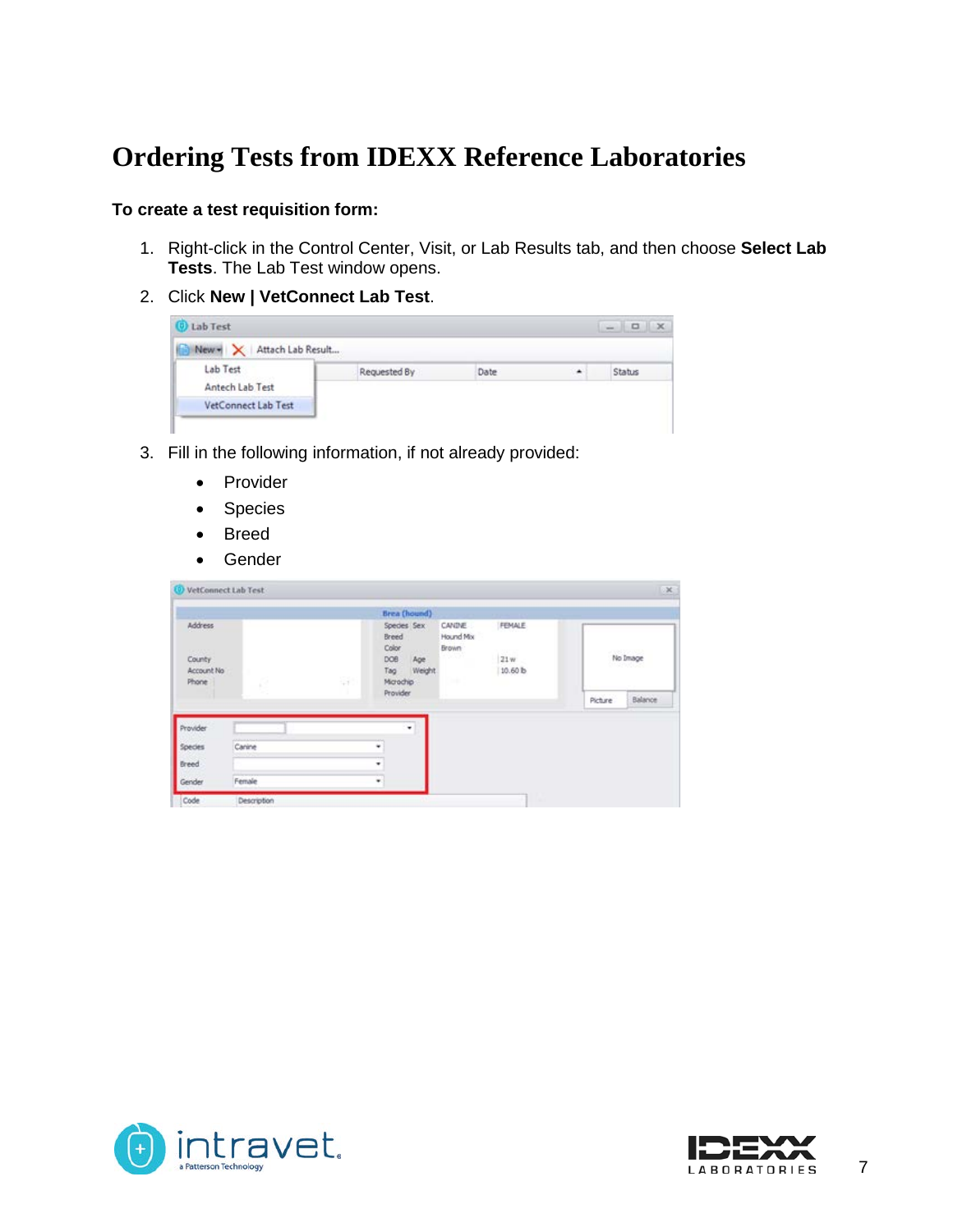# Ordering Tests from IDEXX Reference Laboratories

**To create a test requisition form:**

1. Right-click in the Control Center, Visit, or Lab Results tab, and then choose **Select Lab Tests**. The Lab Test window opens.
2. Click **New | VetConnect Lab Test**.
3. Fill in the following information, if not already provided:
   - Provider
   - Species
   - Breed
   - Gender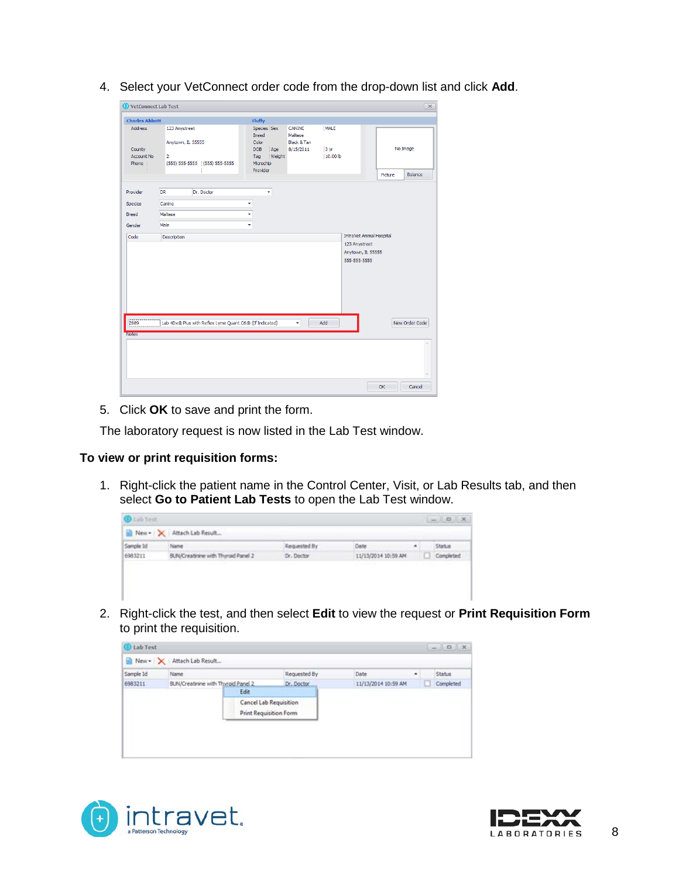4. Select your VetConnect order code from the drop-down list and click **Add**.

5. Click **OK** to save and print the form.

The laboratory request is now listed in the Lab Test window.

**To view or print requisition forms:**

1. Right-click the patient name in the Control Center, Visit, or Lab Results tab, and then select **Go to Patient Lab Tests** to open the Lab Test window.

2. Right-click the test, and then select **Edit** to view the request or **Print Requisition Form** to print the requisition.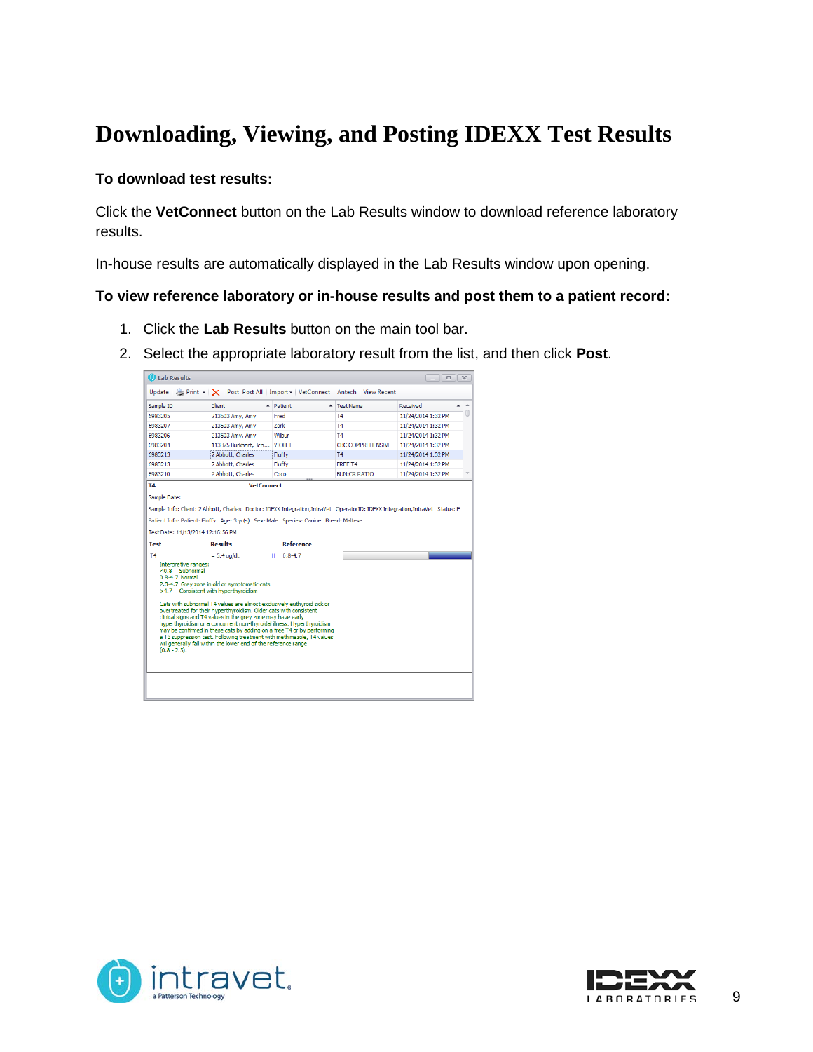# Downloading, Viewing, and Posting IDEXX Test Results

**To download test results:**

Click the **VetConnect** button on the Lab Results window to download reference laboratory results.

In-house results are automatically displayed in the Lab Results window upon opening.

**To view reference laboratory or in-house results and post them to a patient record:**

1. Click the **Lab Results** button on the main tool bar.
2. Select the appropriate laboratory result from the list, and then click **Post**.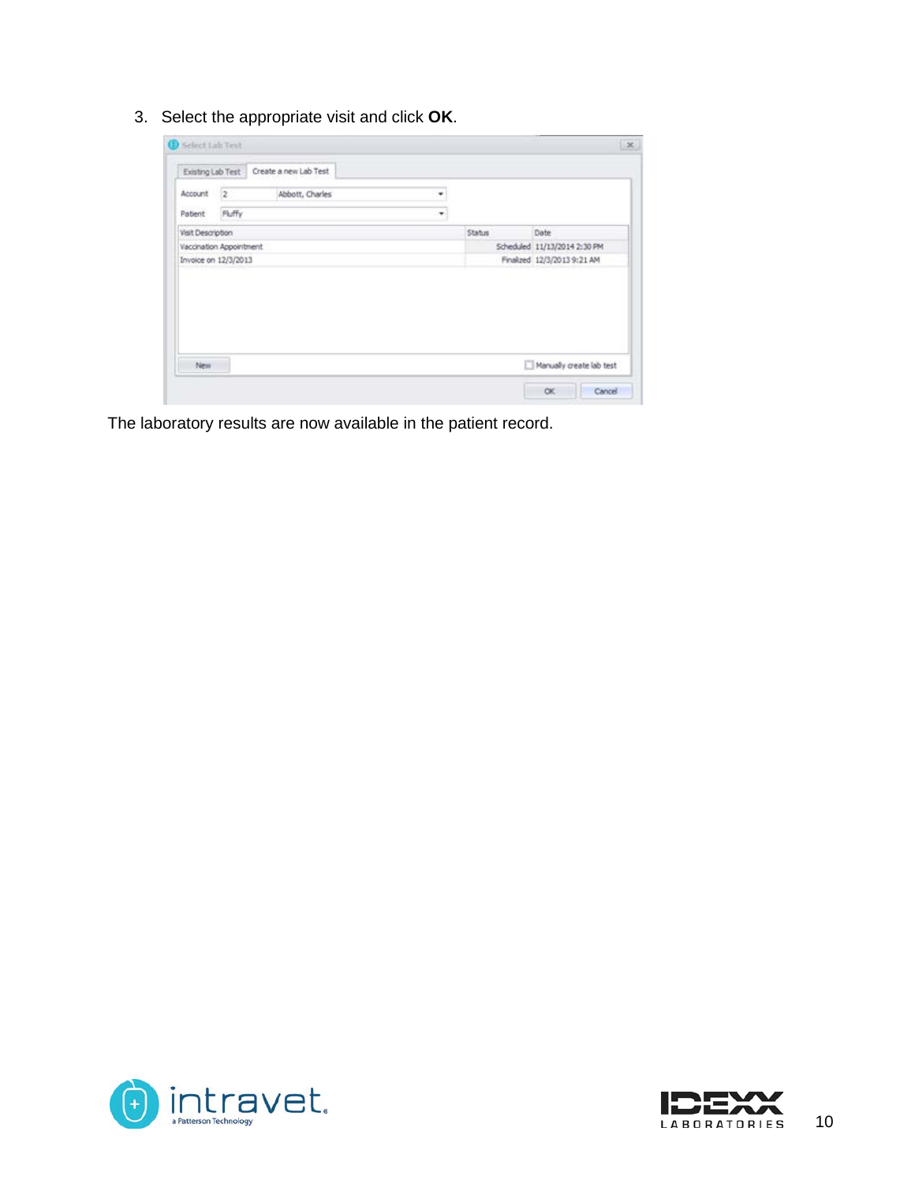3. Select the appropriate visit and click **OK**.

The laboratory results are now available in the patient record.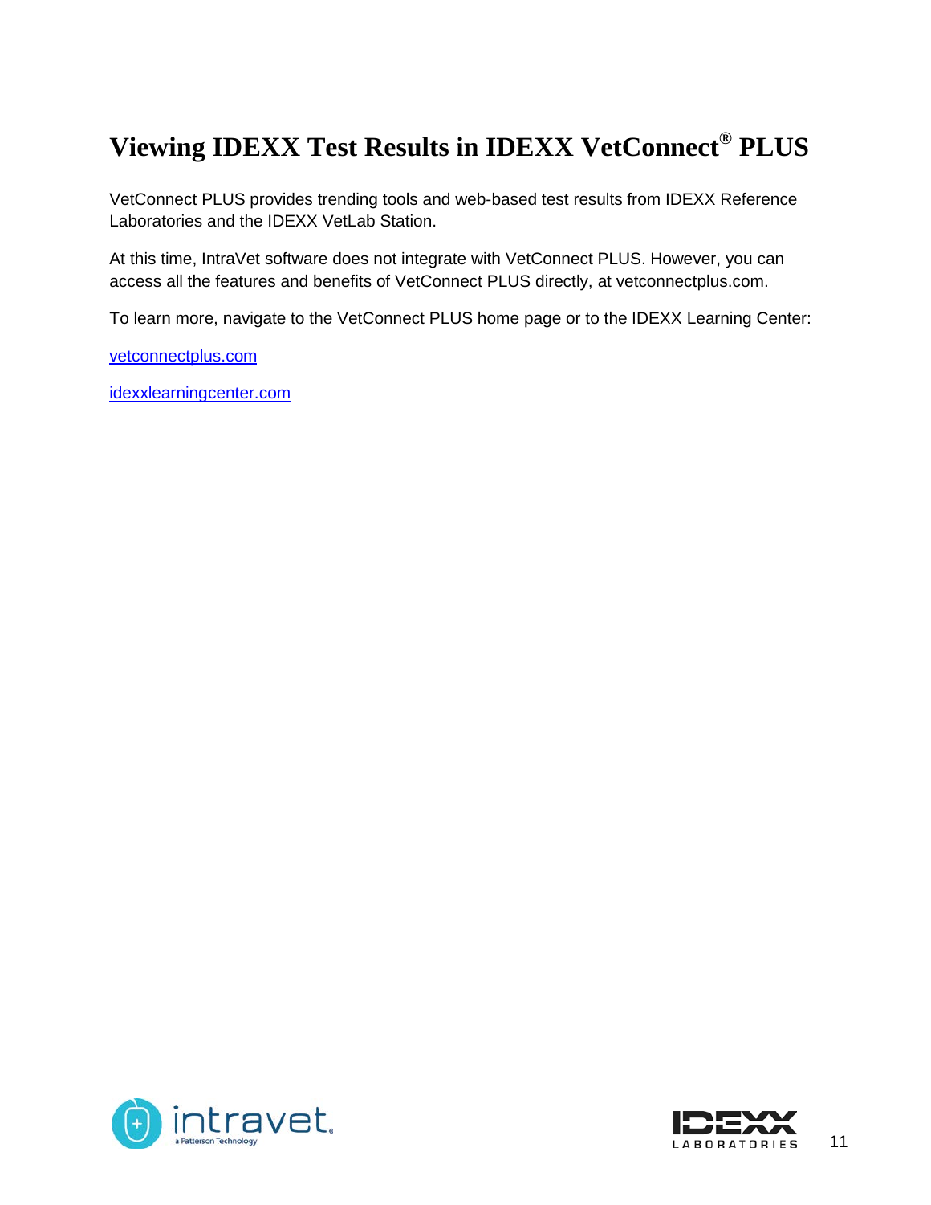# Viewing IDEXX Test Results in IDEXX VetConnect® PLUS

VetConnect PLUS provides trending tools and web-based test results from IDEXX Reference Laboratories and the IDEXX VetLab Station.

At this time, IntraVet software does not integrate with VetConnect PLUS. However, you can access all the features and benefits of VetConnect PLUS directly, at vetconnectplus.com.

To learn more, navigate to the VetConnect PLUS home page or to the IDEXX Learning Center:

vetconnectplus.com

idexxlearningcenter.com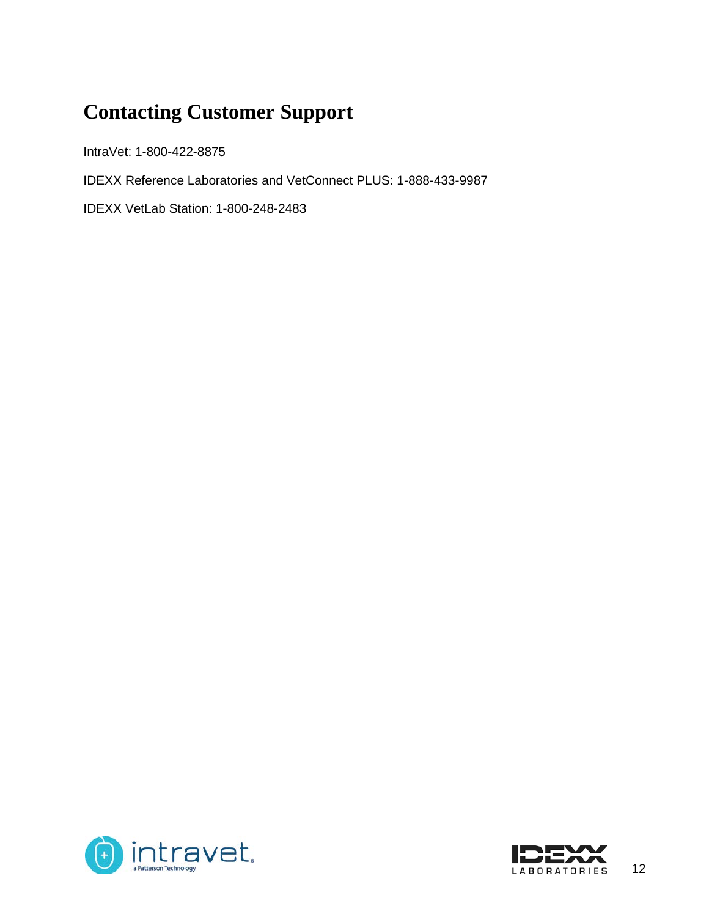## Contacting Customer Support

IntraVet: 1-800-422-8875

IDEXX Reference Laboratories and VetConnect PLUS: 1-888-433-9987

IDEXX VetLab Station: 1-800-248-2483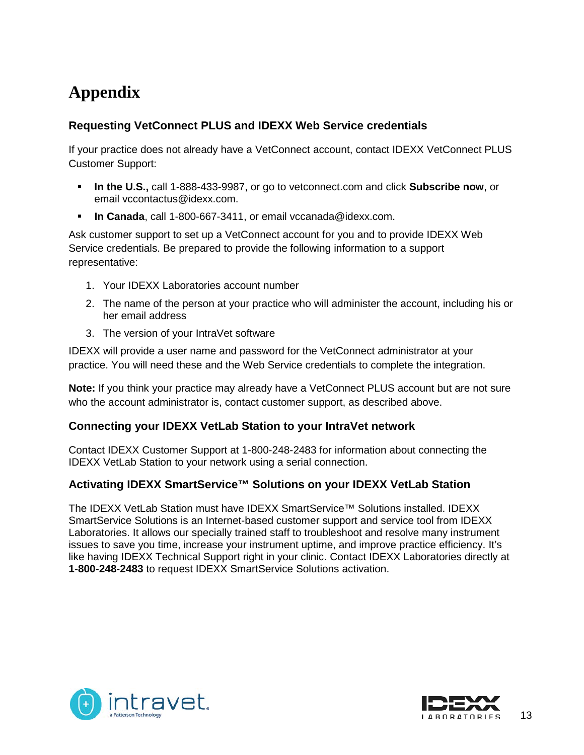# Appendix

## Requesting VetConnect PLUS and IDEXX Web Service credentials

If your practice does not already have a VetConnect account, contact IDEXX VetConnect PLUS Customer Support:

- **In the U.S.,** call 1-888-433-9987, or go to vetconnect.com and click **Subscribe now**, or email vccontactus@idexx.com.
- **In Canada**, call 1-800-667-3411, or email vccanada@idexx.com.

Ask customer support to set up a VetConnect account for you and to provide IDEXX Web Service credentials. Be prepared to provide the following information to a support representative:

1. Your IDEXX Laboratories account number
2. The name of the person at your practice who will administer the account, including his or her email address
3. The version of your IntraVet software

IDEXX will provide a user name and password for the VetConnect administrator at your practice. You will need these and the Web Service credentials to complete the integration.

**Note:** If you think your practice may already have a VetConnect PLUS account but are not sure who the account administrator is, contact customer support, as described above.

## Connecting your IDEXX VetLab Station to your IntraVet network

Contact IDEXX Customer Support at 1-800-248-2483 for information about connecting the IDEXX VetLab Station to your network using a serial connection.

## Activating IDEXX SmartService™ Solutions on your IDEXX VetLab Station

The IDEXX VetLab Station must have IDEXX SmartService™ Solutions installed. IDEXX SmartService Solutions is an Internet-based customer support and service tool from IDEXX Laboratories. It allows our specially trained staff to troubleshoot and resolve many instrument issues to save you time, increase your instrument uptime, and improve practice efficiency. It's like having IDEXX Technical Support right in your clinic. Contact IDEXX Laboratories directly at **1-800-248-2483** to request IDEXX SmartService Solutions activation.